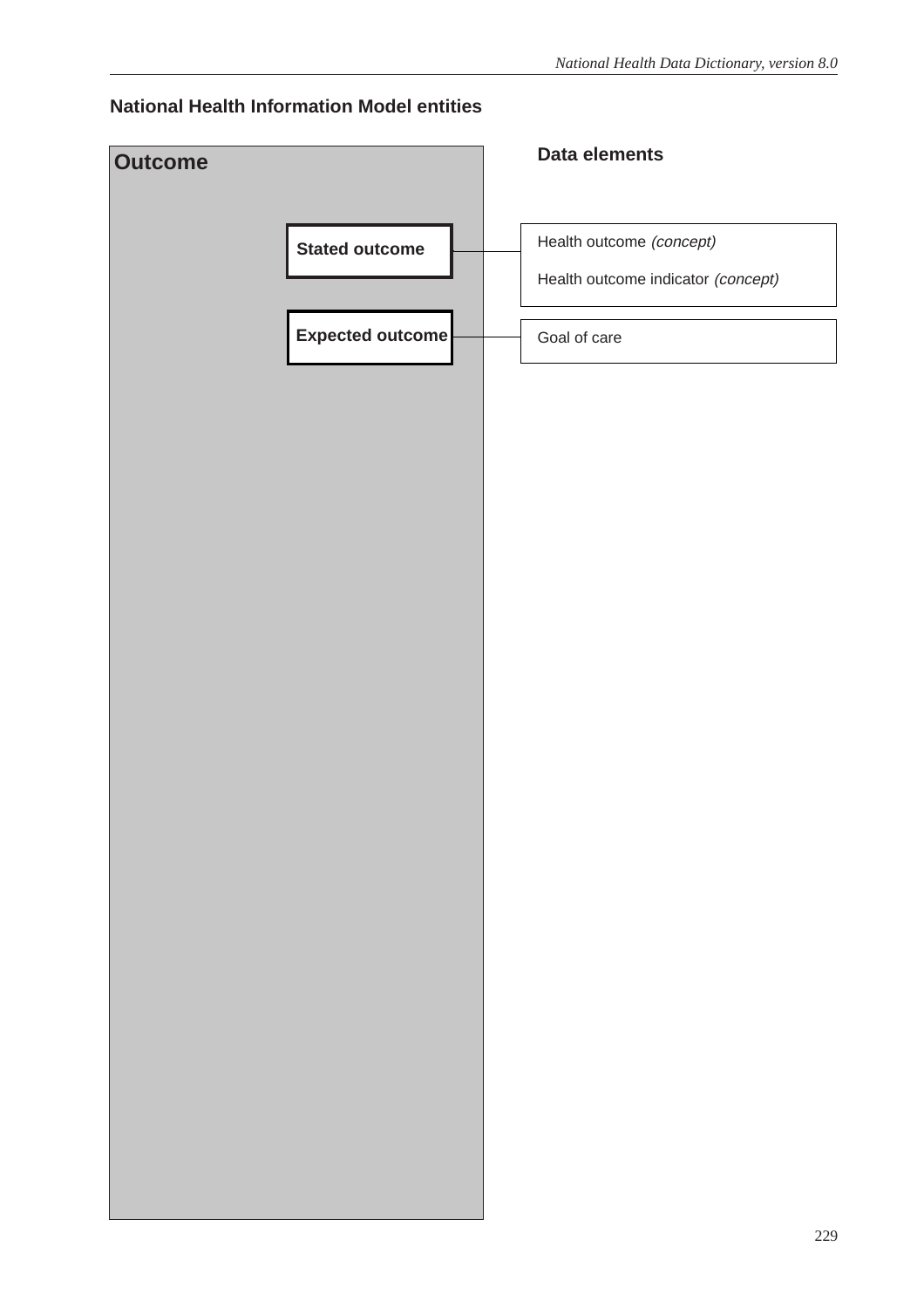## National Health Information Model entities

| Outcome | Data elements |
| --- | --- |
| Stated outcome | Health outcome *(concept)*<br>Health outcome indicator *(concept)* |
| Expected outcome | Goal of care |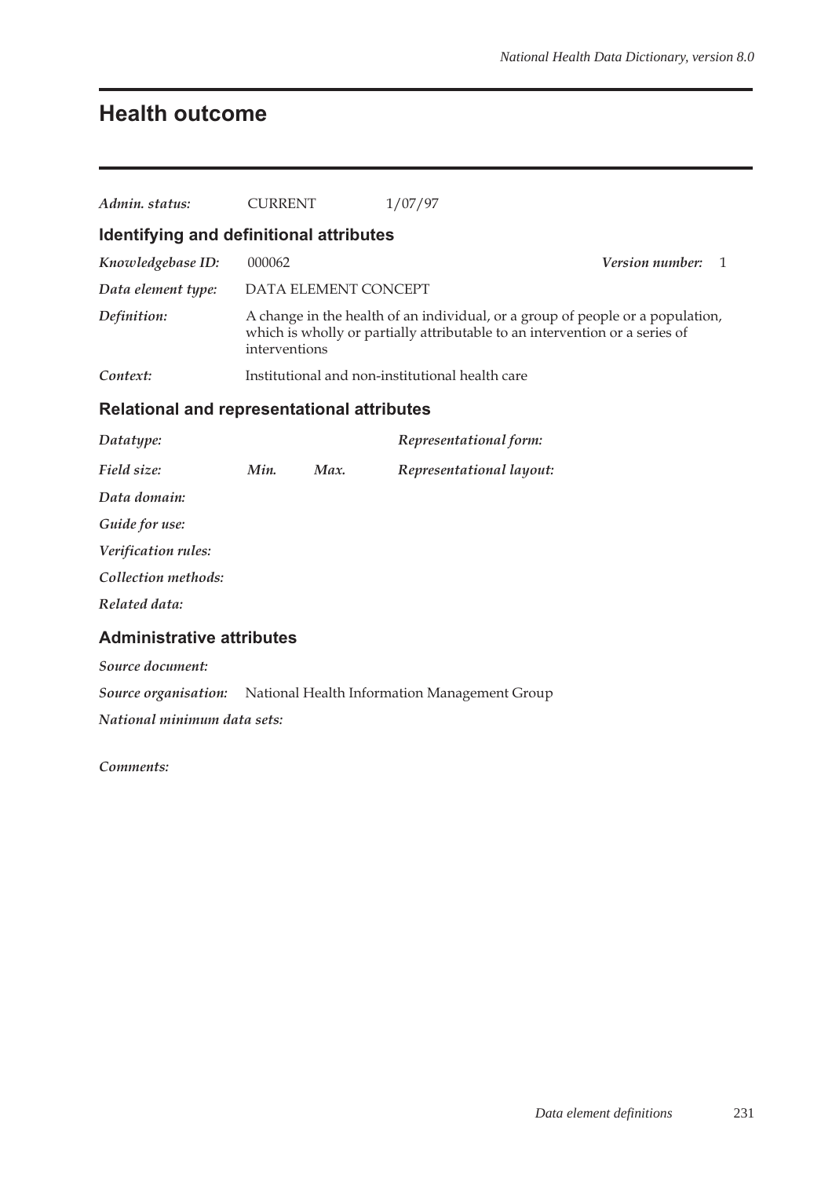# Health outcome

*Admin. status:* CURRENT 1/07/97

## Identifying and definitional attributes

*Knowledgebase ID:* 000062 *Version number:* 1

*Data element type:* DATA ELEMENT CONCEPT

*Definition:* A change in the health of an individual, or a group of people or a population, which is wholly or partially attributable to an intervention or a series of interventions

*Context:* Institutional and non-institutional health care

## Relational and representational attributes

*Datatype:* *Representational form:*

*Field size:* *Min.* *Max.* *Representational layout:*

*Data domain:*

*Guide for use:*

*Verification rules:*

*Collection methods:*

*Related data:*

## Administrative attributes

*Source document:*

*Source organisation:* National Health Information Management Group

*National minimum data sets:*

*Comments:*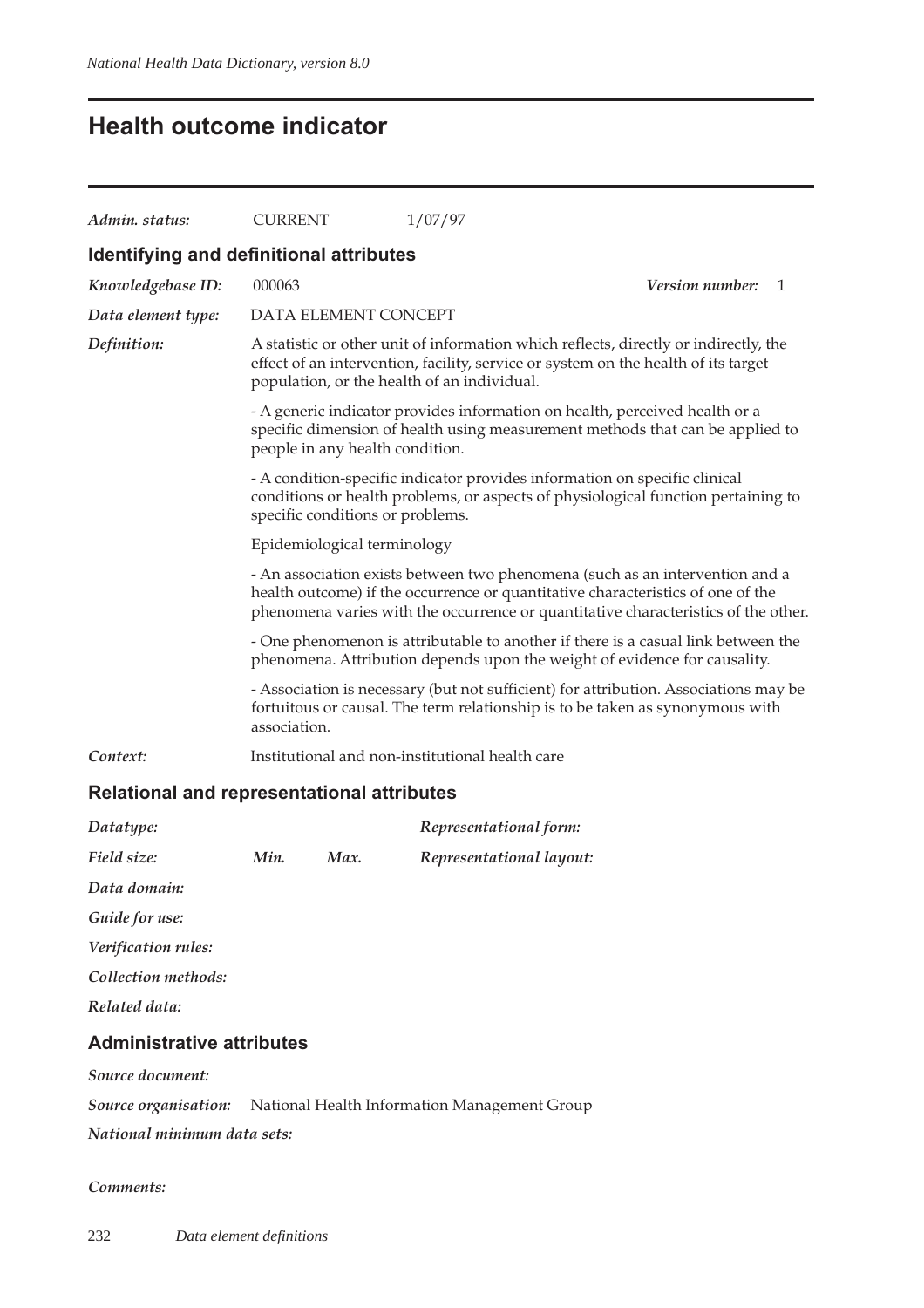# Health outcome indicator

*Admin. status:* CURRENT 1/07/97

## Identifying and definitional attributes

*Knowledgebase ID:* 000063 *Version number:* 1

*Data element type:* DATA ELEMENT CONCEPT

*Definition:* A statistic or other unit of information which reflects, directly or indirectly, the effect of an intervention, facility, service or system on the health of its target population, or the health of an individual.

- A generic indicator provides information on health, perceived health or a specific dimension of health using measurement methods that can be applied to people in any health condition.

- A condition-specific indicator provides information on specific clinical conditions or health problems, or aspects of physiological function pertaining to specific conditions or problems.

Epidemiological terminology

- An association exists between two phenomena (such as an intervention and a health outcome) if the occurrence or quantitative characteristics of one of the phenomena varies with the occurrence or quantitative characteristics of the other.

- One phenomenon is attributable to another if there is a casual link between the phenomena. Attribution depends upon the weight of evidence for causality.

- Association is necessary (but not sufficient) for attribution. Associations may be fortuitous or causal. The term relationship is to be taken as synonymous with association.

*Context:* Institutional and non-institutional health care

## Relational and representational attributes

*Datatype:* *Representational form:*

*Field size:* *Min.* *Max.* *Representational layout:*

*Data domain:*

*Guide for use:*

*Verification rules:*

*Collection methods:*

*Related data:*

## Administrative attributes

*Source document:*

*Source organisation:* National Health Information Management Group

*National minimum data sets:*

*Comments:*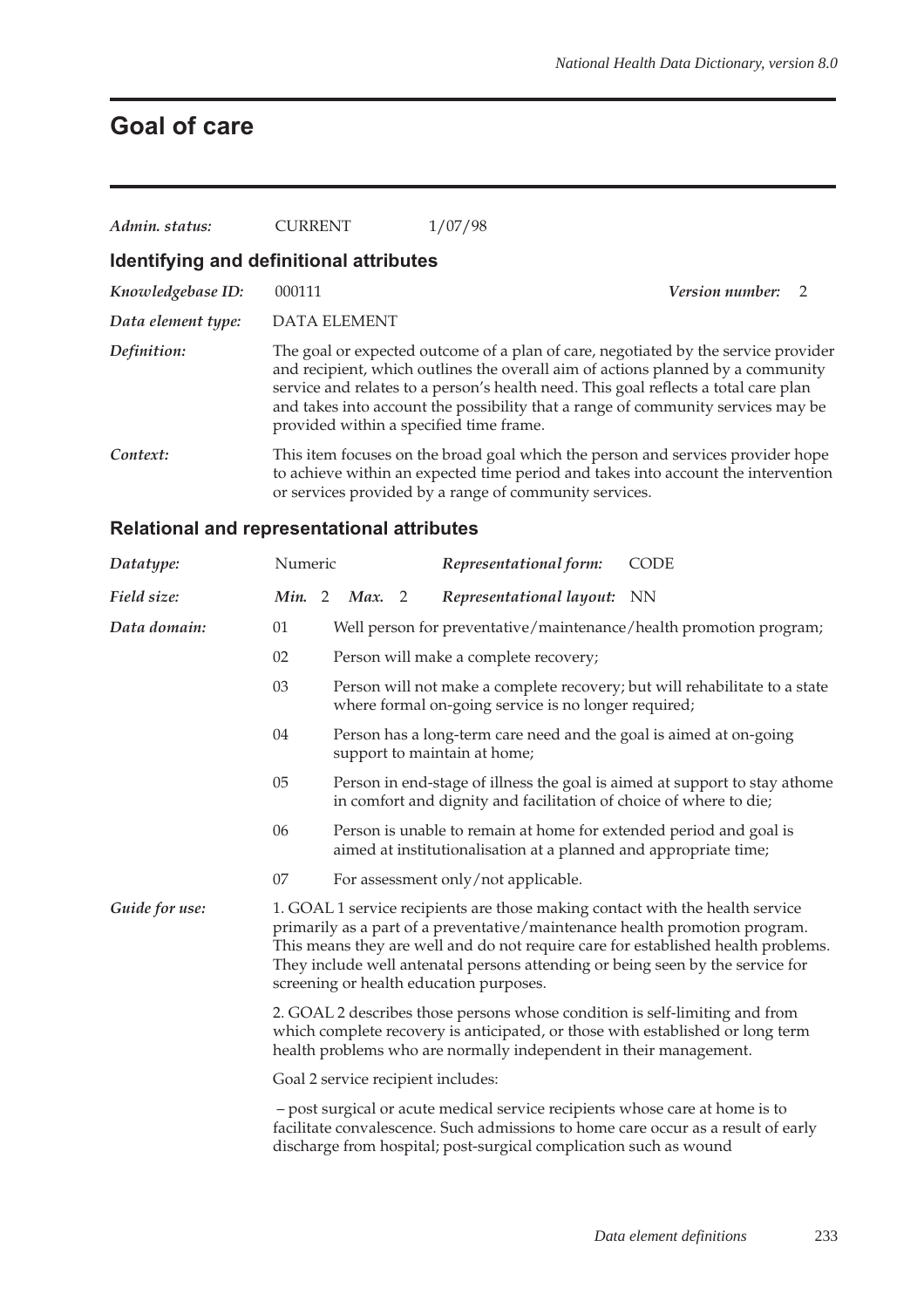# Goal of care

*Admin. status:* CURRENT 1/07/98

## Identifying and definitional attributes

*Knowledgebase ID:* 000111 *Version number:* 2

*Data element type:* DATA ELEMENT

*Definition:* The goal or expected outcome of a plan of care, negotiated by the service provider and recipient, which outlines the overall aim of actions planned by a community service and relates to a person's health need. This goal reflects a total care plan and takes into account the possibility that a range of community services may be provided within a specified time frame.

*Context:* This item focuses on the broad goal which the person and services provider hope to achieve within an expected time period and takes into account the intervention or services provided by a range of community services.

## Relational and representational attributes

*Datatype:* Numeric *Representational form:* CODE

*Field size:* *Min.* 2 *Max.* 2 *Representational layout:* NN

*Data domain:*

- 01 Well person for preventative/maintenance/health promotion program;
- 02 Person will make a complete recovery;
- 03 Person will not make a complete recovery; but will rehabilitate to a state where formal on-going service is no longer required;
- 04 Person has a long-term care need and the goal is aimed at on-going support to maintain at home;
- 05 Person in end-stage of illness the goal is aimed at support to stay athome in comfort and dignity and facilitation of choice of where to die;
- 06 Person is unable to remain at home for extended period and goal is aimed at institutionalisation at a planned and appropriate time;
- 07 For assessment only/not applicable.

*Guide for use:*

1. GOAL 1 service recipients are those making contact with the health service primarily as a part of a preventative/maintenance health promotion program. This means they are well and do not require care for established health problems. They include well antenatal persons attending or being seen by the service for screening or health education purposes.

2. GOAL 2 describes those persons whose condition is self-limiting and from which complete recovery is anticipated, or those with established or long term health problems who are normally independent in their management.

Goal 2 service recipient includes:

– post surgical or acute medical service recipients whose care at home is to facilitate convalescence. Such admissions to home care occur as a result of early discharge from hospital; post-surgical complication such as wound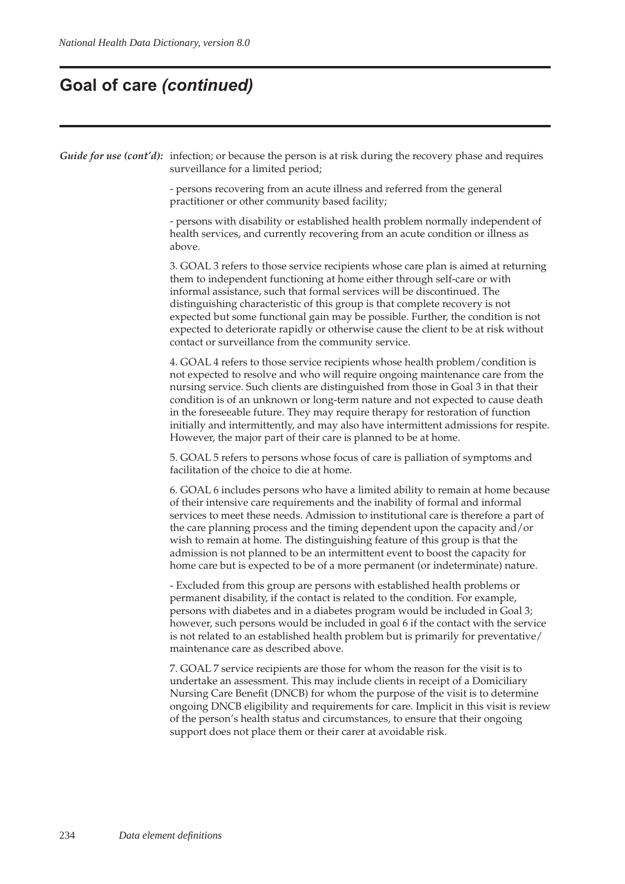## Goal of care *(continued)*

***Guide for use (cont'd):*** infection; or because the person is at risk during the recovery phase and requires surveillance for a limited period;

- persons recovering from an acute illness and referred from the general practitioner or other community based facility;

- persons with disability or established health problem normally independent of health services, and currently recovering from an acute condition or illness as above.

3. GOAL 3 refers to those service recipients whose care plan is aimed at returning them to independent functioning at home either through self-care or with informal assistance, such that formal services will be discontinued. The distinguishing characteristic of this group is that complete recovery is not expected but some functional gain may be possible. Further, the condition is not expected to deteriorate rapidly or otherwise cause the client to be at risk without contact or surveillance from the community service.

4. GOAL 4 refers to those service recipients whose health problem/condition is not expected to resolve and who will require ongoing maintenance care from the nursing service. Such clients are distinguished from those in Goal 3 in that their condition is of an unknown or long-term nature and not expected to cause death in the foreseeable future. They may require therapy for restoration of function initially and intermittently, and may also have intermittent admissions for respite. However, the major part of their care is planned to be at home.

5. GOAL 5 refers to persons whose focus of care is palliation of symptoms and facilitation of the choice to die at home.

6. GOAL 6 includes persons who have a limited ability to remain at home because of their intensive care requirements and the inability of formal and informal services to meet these needs. Admission to institutional care is therefore a part of the care planning process and the timing dependent upon the capacity and/or wish to remain at home. The distinguishing feature of this group is that the admission is not planned to be an intermittent event to boost the capacity for home care but is expected to be of a more permanent (or indeterminate) nature.

- Excluded from this group are persons with established health problems or permanent disability, if the contact is related to the condition. For example, persons with diabetes and in a diabetes program would be included in Goal 3; however, such persons would be included in goal 6 if the contact with the service is not related to an established health problem but is primarily for preventative/ maintenance care as described above.

7. GOAL 7 service recipients are those for whom the reason for the visit is to undertake an assessment. This may include clients in receipt of a Domiciliary Nursing Care Benefit (DNCB) for whom the purpose of the visit is to determine ongoing DNCB eligibility and requirements for care. Implicit in this visit is review of the person's health status and circumstances, to ensure that their ongoing support does not place them or their carer at avoidable risk.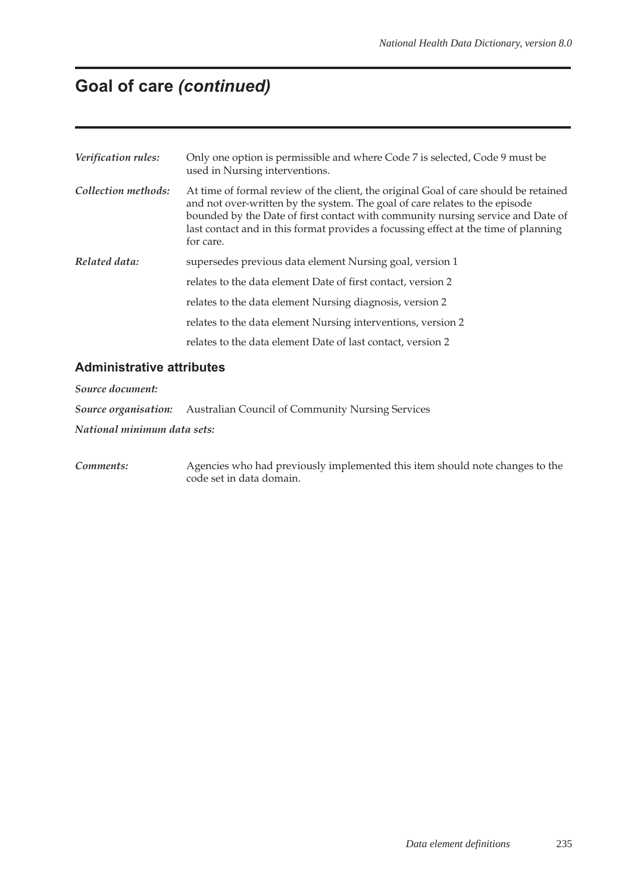# Goal of care *(continued)*

| | |
|---|---|
| *Verification rules:* | Only one option is permissible and where Code 7 is selected, Code 9 must be used in Nursing interventions. |
| *Collection methods:* | At time of formal review of the client, the original Goal of care should be retained and not over-written by the system. The goal of care relates to the episode bounded by the Date of first contact with community nursing service and Date of last contact and in this format provides a focussing effect at the time of planning for care. |
| *Related data:* | supersedes previous data element Nursing goal, version 1 |
| | relates to the data element Date of first contact, version 2 |
| | relates to the data element Nursing diagnosis, version 2 |
| | relates to the data element Nursing interventions, version 2 |
| | relates to the data element Date of last contact, version 2 |

## Administrative attributes

*Source document:*

*Source organisation:* Australian Council of Community Nursing Services

*National minimum data sets:*

*Comments:* Agencies who had previously implemented this item should note changes to the code set in data domain.